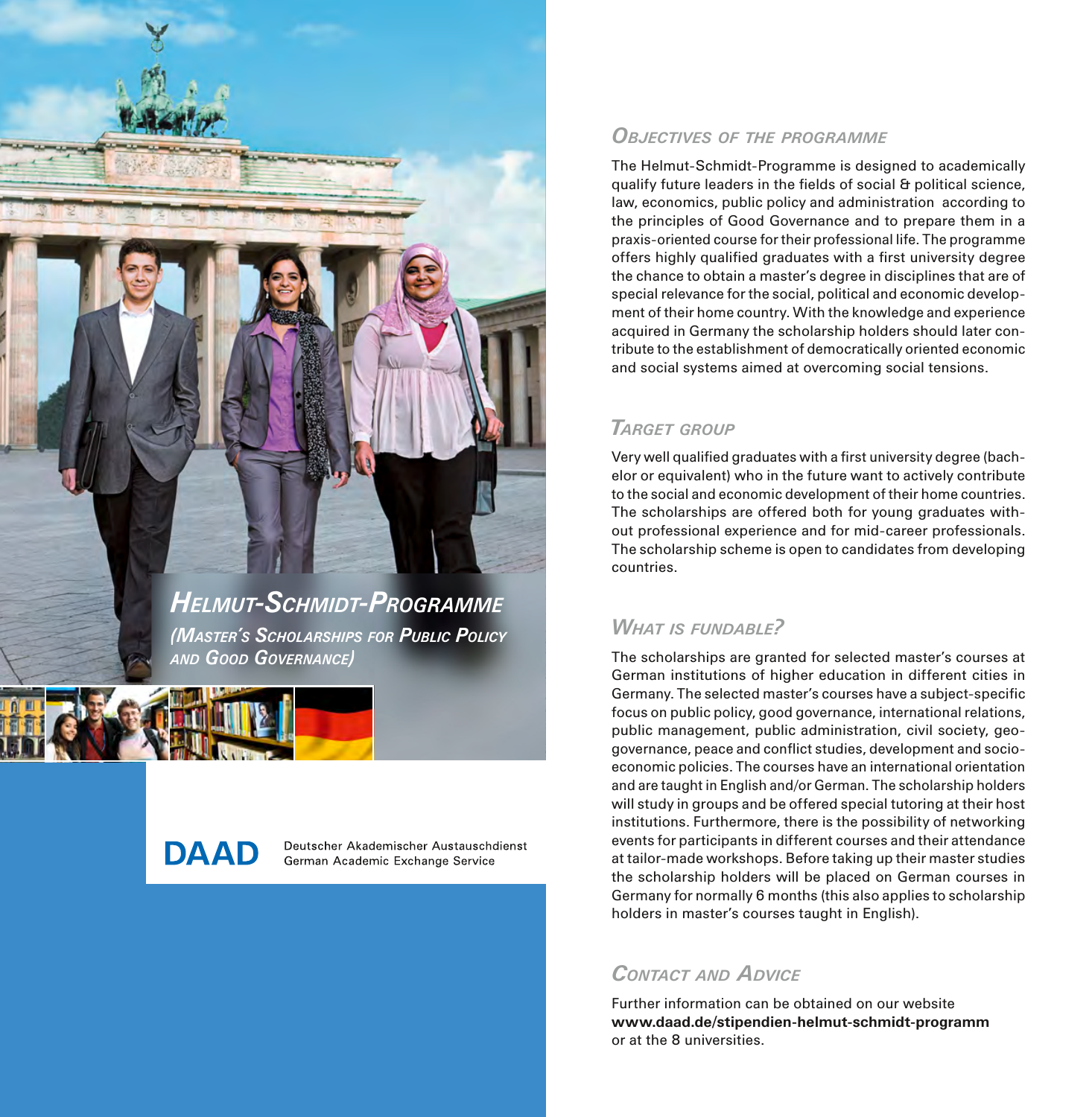# Helmut-Schmidt-Programme

*(Master's Scholarships for Public Policy and Good Governance)*

**DAAD** Deutscher Akademischer Austauschdienst
German Academic Exchange Service

## *Objectives of the programme*

The Helmut-Schmidt-Programme is designed to academically qualify future leaders in the fields of social & political science, law, economics, public policy and administration according to the principles of Good Governance and to prepare them in a praxis-oriented course for their professional life. The programme offers highly qualified graduates with a first university degree the chance to obtain a master's degree in disciplines that are of special relevance for the social, political and economic development of their home country. With the knowledge and experience acquired in Germany the scholarship holders should later contribute to the establishment of democratically oriented economic and social systems aimed at overcoming social tensions.

## *Target group*

Very well qualified graduates with a first university degree (bachelor or equivalent) who in the future want to actively contribute to the social and economic development of their home countries. The scholarships are offered both for young graduates without professional experience and for mid-career professionals. The scholarship scheme is open to candidates from developing countries.

## *What is fundable?*

The scholarships are granted for selected master's courses at German institutions of higher education in different cities in Germany. The selected master's courses have a subject-specific focus on public policy, good governance, international relations, public management, public administration, civil society, geo-governance, peace and conflict studies, development and socio-economic policies. The courses have an international orientation and are taught in English and/or German. The scholarship holders will study in groups and be offered special tutoring at their host institutions. Furthermore, there is the possibility of networking events for participants in different courses and their attendance at tailor-made workshops. Before taking up their master studies the scholarship holders will be placed on German courses in Germany for normally 6 months (this also applies to scholarship holders in master's courses taught in English).

## *Contact and Advice*

Further information can be obtained on our website
**www.daad.de/stipendien-helmut-schmidt-programm**
or at the 8 universities.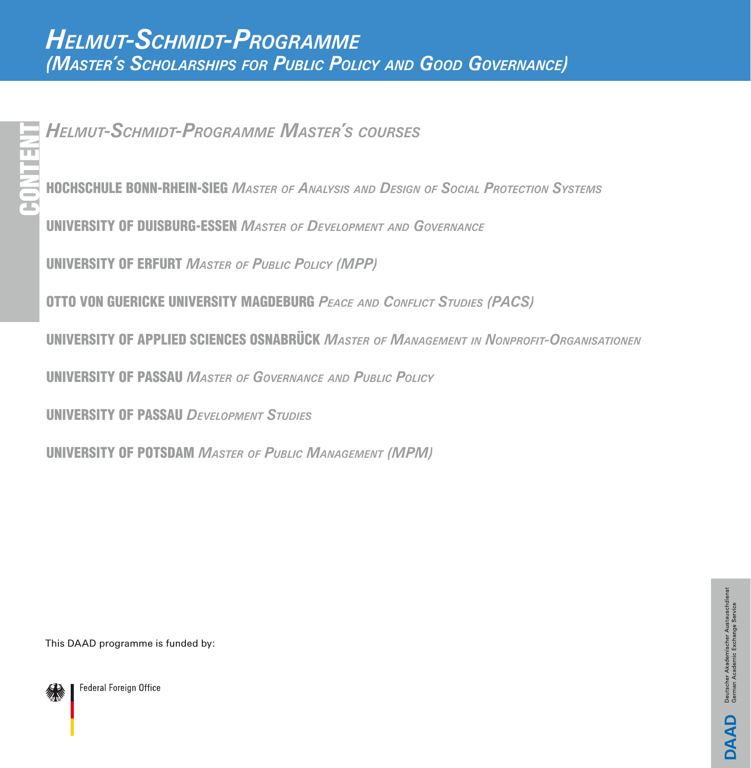# *Helmut-Schmidt-Programme*
## *(Master's Scholarships for Public Policy and Good Governance)*

CONTENT

### *Helmut-Schmidt-Programme Master's courses*

**HOCHSCHULE BONN-RHEIN-SIEG** *Master of Analysis and Design of Social Protection Systems*

**UNIVERSITY OF DUISBURG-ESSEN** *Master of Development and Governance*

**UNIVERSITY OF ERFURT** *Master of Public Policy (MPP)*

**OTTO VON GUERICKE UNIVERSITY MAGDEBURG** *Peace and Conflict Studies (PACS)*

**UNIVERSITY OF APPLIED SCIENCES OSNABRÜCK** *Master of Management in Nonprofit-Organisationen*

**UNIVERSITY OF PASSAU** *Master of Governance and Public Policy*

**UNIVERSITY OF PASSAU** *Development Studies*

**UNIVERSITY OF POTSDAM** *Master of Public Management (MPM)*

This DAAD programme is funded by:

Federal Foreign Office

DAAD
Deutscher Akademischer Austauschdienst
German Academic Exchange Service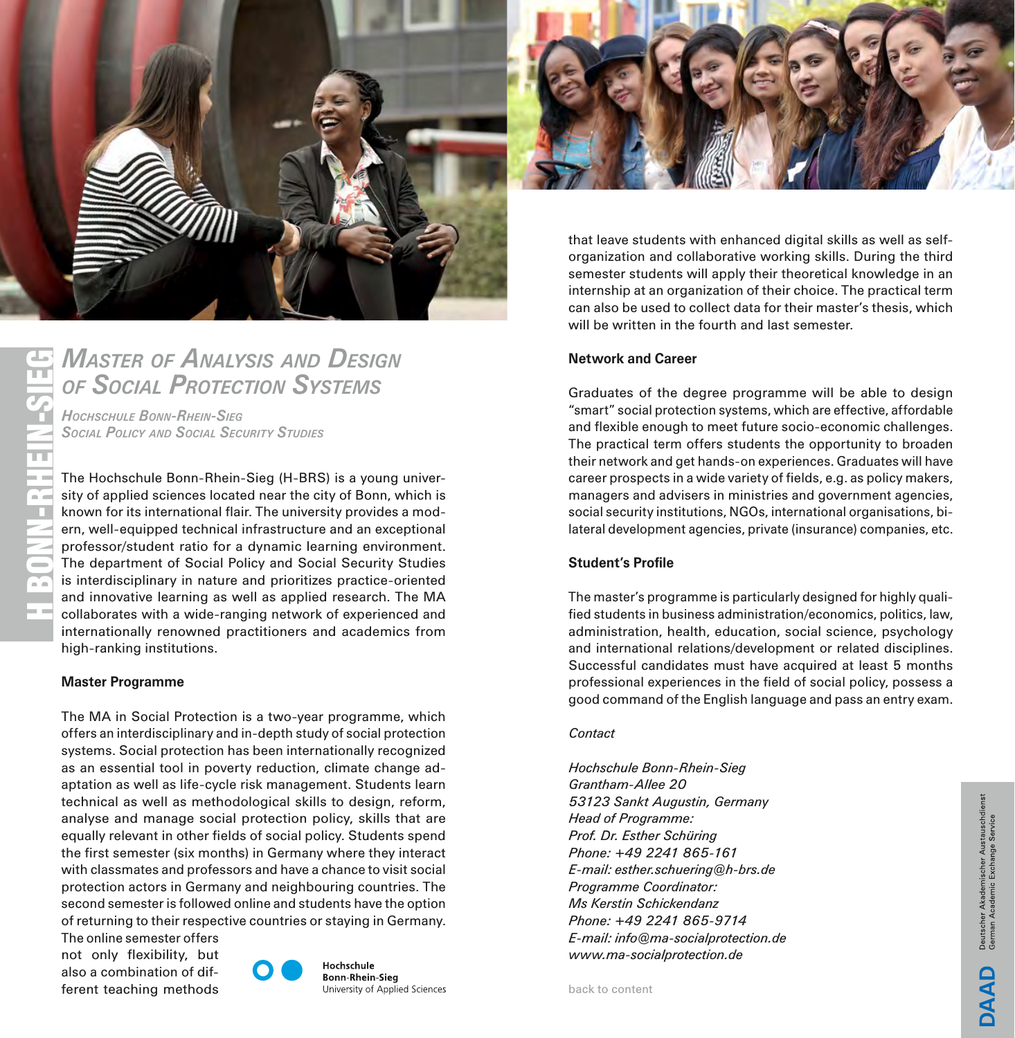# *Master of Analysis and Design of Social Protection Systems*

*Hochschule Bonn-Rhein-Sieg*
*Social Policy and Social Security Studies*

The Hochschule Bonn-Rhein-Sieg (H-BRS) is a young university of applied sciences located near the city of Bonn, which is known for its international flair. The university provides a modern, well-equipped technical infrastructure and an exceptional professor/student ratio for a dynamic learning environment. The department of Social Policy and Social Security Studies is interdisciplinary in nature and prioritizes practice-oriented and innovative learning as well as applied research. The MA collaborates with a wide-ranging network of experienced and internationally renowned practitioners and academics from high-ranking institutions.

**Master Programme**

The MA in Social Protection is a two-year programme, which offers an interdisciplinary and in-depth study of social protection systems. Social protection has been internationally recognized as an essential tool in poverty reduction, climate change adaptation as well as life-cycle risk management. Students learn technical as well as methodological skills to design, reform, analyse and manage social protection policy, skills that are equally relevant in other fields of social policy. Students spend the first semester (six months) in Germany where they interact with classmates and professors and have a chance to visit social protection actors in Germany and neighbouring countries. The second semester is followed online and students have the option of returning to their respective countries or staying in Germany. The online semester offers not only flexibility, but also a combination of different teaching methods that leave students with enhanced digital skills as well as self-organization and collaborative working skills. During the third semester students will apply their theoretical knowledge in an internship at an organization of their choice. The practical term can also be used to collect data for their master's thesis, which will be written in the fourth and last semester.

Hochschule Bonn-Rhein-Sieg
University of Applied Sciences

**Network and Career**

Graduates of the degree programme will be able to design "smart" social protection systems, which are effective, affordable and flexible enough to meet future socio-economic challenges. The practical term offers students the opportunity to broaden their network and get hands-on experiences. Graduates will have career prospects in a wide variety of fields, e.g. as policy makers, managers and advisers in ministries and government agencies, social security institutions, NGOs, international organisations, bilateral development agencies, private (insurance) companies, etc.

**Student's Profile**

The master's programme is particularly designed for highly qualified students in business administration/economics, politics, law, administration, health, education, social science, psychology and international relations/development or related disciplines. Successful candidates must have acquired at least 5 months professional experiences in the field of social policy, possess a good command of the English language and pass an entry exam.

*Contact*

*Hochschule Bonn-Rhein-Sieg*
*Grantham-Allee 20*
*53123 Sankt Augustin, Germany*
*Head of Programme:*
*Prof. Dr. Esther Schüring*
*Phone: +49 2241 865-161*
*E-mail: esther.schuering@h-brs.de*
*Programme Coordinator:*
*Ms Kerstin Schickendanz*
*Phone: +49 2241 865-9714*
*E-mail: info@ma-socialprotection.de*
*www.ma-socialprotection.de*

back to content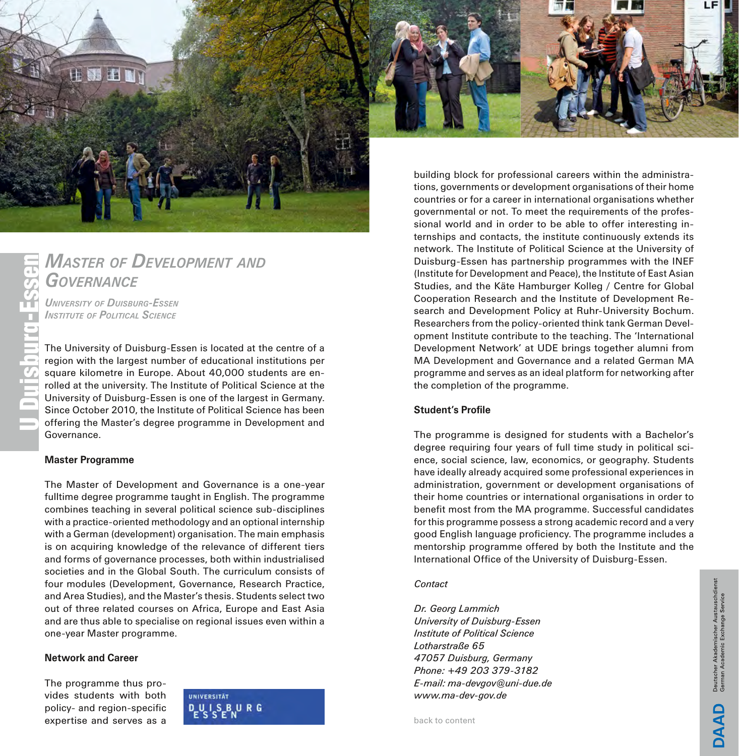# Master of Development and Governance

*University of Duisburg-Essen*
*Institute of Political Science*

The University of Duisburg-Essen is located at the centre of a region with the largest number of educational institutions per square kilometre in Europe. About 40,000 students are enrolled at the university. The Institute of Political Science at the University of Duisburg-Essen is one of the largest in Germany. Since October 2010, the Institute of Political Science has been offering the Master's degree programme in Development and Governance.

**Master Programme**

The Master of Development and Governance is a one-year fulltime degree programme taught in English. The programme combines teaching in several political science sub-disciplines with a practice-oriented methodology and an optional internship with a German (development) organisation. The main emphasis is on acquiring knowledge of the relevance of different tiers and forms of governance processes, both within industrialised societies and in the Global South. The curriculum consists of four modules (Development, Governance, Research Practice, and Area Studies), and the Master's thesis. Students select two out of three related courses on Africa, Europe and East Asia and are thus able to specialise on regional issues even within a one-year Master programme.

**Network and Career**

The programme thus provides students with both policy- and region-specific expertise and serves as a building block for professional careers within the administrations, governments or development organisations of their home countries or for a career in international organisations whether governmental or not. To meet the requirements of the professional world and in order to be able to offer interesting internships and contacts, the institute continuously extends its network. The Institute of Political Science at the University of Duisburg-Essen has partnership programmes with the INEF (Institute for Development and Peace), the Institute of East Asian Studies, and the Käte Hamburger Kolleg / Centre for Global Cooperation Research and the Institute of Development Research and Development Policy at Ruhr-University Bochum. Researchers from the policy-oriented think tank German Development Institute contribute to the teaching. The 'International Development Network' at UDE brings together alumni from MA Development and Governance and a related German MA programme and serves as an ideal platform for networking after the completion of the programme.

**Student's Profile**

The programme is designed for students with a Bachelor's degree requiring four years of full time study in political science, social science, law, economics, or geography. Students have ideally already acquired some professional experiences in administration, government or development organisations of their home countries or international organisations in order to benefit most from the MA programme. Successful candidates for this programme possess a strong academic record and a very good English language proficiency. The programme includes a mentorship programme offered by both the Institute and the International Office of the University of Duisburg-Essen.

*Contact*

*Dr. Georg Lammich*
*University of Duisburg-Essen*
*Institute of Political Science*
*Lotharstraße 65*
*47057 Duisburg, Germany*
*Phone: +49 203 379-3182*
*E-mail: ma-devgov@uni-due.de*
*www.ma-dev-gov.de*

back to content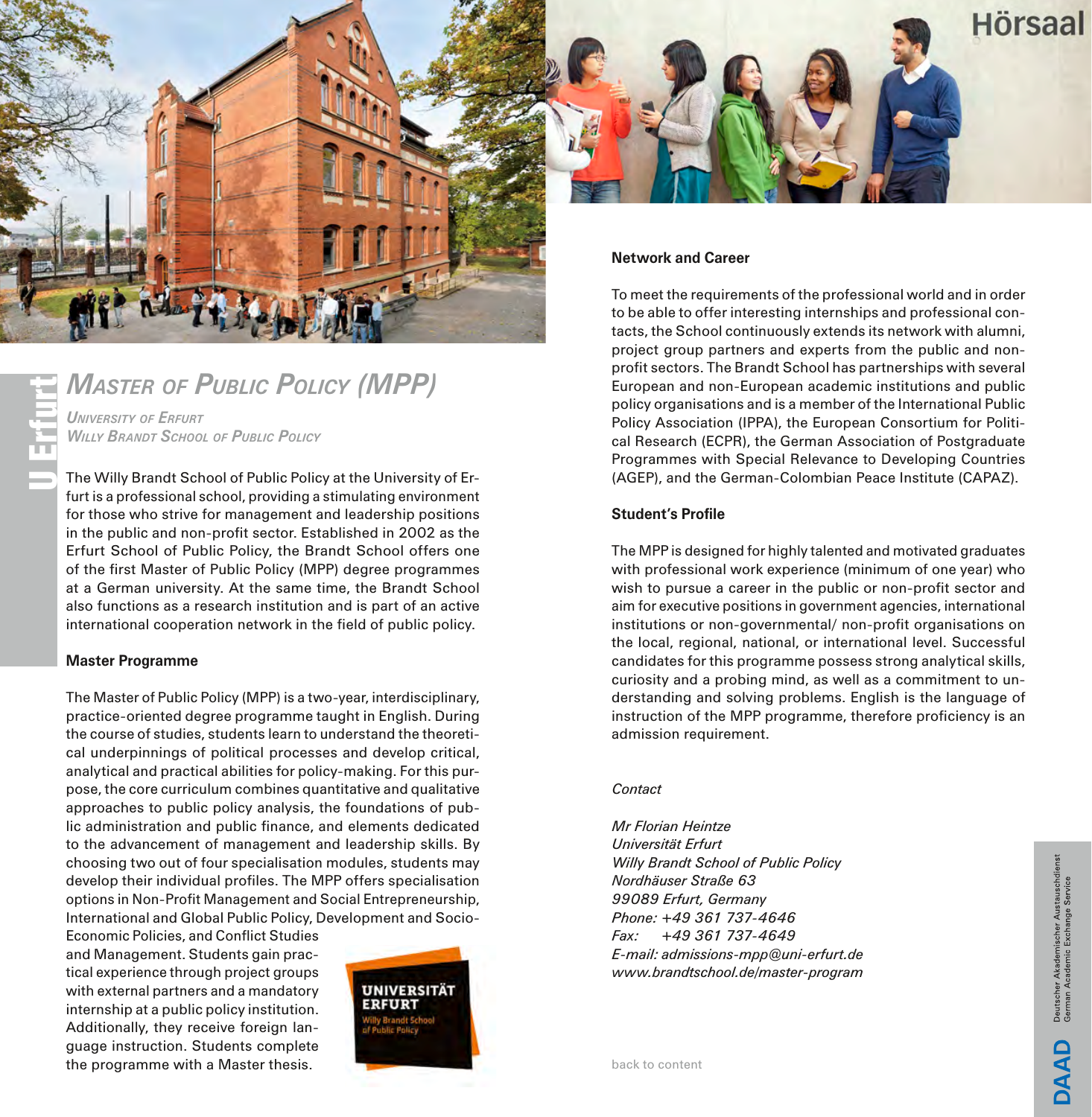# Master of Public Policy (MPP)

*University of Erfurt*
*Willy Brandt School of Public Policy*

The Willy Brandt School of Public Policy at the University of Erfurt is a professional school, providing a stimulating environment for those who strive for management and leadership positions in the public and non-profit sector. Established in 2002 as the Erfurt School of Public Policy, the Brandt School offers one of the first Master of Public Policy (MPP) degree programmes at a German university. At the same time, the Brandt School also functions as a research institution and is part of an active international cooperation network in the field of public policy.

**Master Programme**

The Master of Public Policy (MPP) is a two-year, interdisciplinary, practice-oriented degree programme taught in English. During the course of studies, students learn to understand the theoretical underpinnings of political processes and develop critical, analytical and practical abilities for policy-making. For this purpose, the core curriculum combines quantitative and qualitative approaches to public policy analysis, the foundations of public administration and public finance, and elements dedicated to the advancement of management and leadership skills. By choosing two out of four specialisation modules, students may develop their individual profiles. The MPP offers specialisation options in Non-Profit Management and Social Entrepreneurship, International and Global Public Policy, Development and Socio-Economic Policies, and Conflict Studies and Management. Students gain practical experience through project groups with external partners and a mandatory internship at a public policy institution. Additionally, they receive foreign language instruction. Students complete the programme with a Master thesis.

**Network and Career**

To meet the requirements of the professional world and in order to be able to offer interesting internships and professional contacts, the School continuously extends its network with alumni, project group partners and experts from the public and non-profit sectors. The Brandt School has partnerships with several European and non-European academic institutions and public policy organisations and is a member of the International Public Policy Association (IPPA), the European Consortium for Political Research (ECPR), the German Association of Postgraduate Programmes with Special Relevance to Developing Countries (AGEP), and the German-Colombian Peace Institute (CAPAZ).

**Student's Profile**

The MPP is designed for highly talented and motivated graduates with professional work experience (minimum of one year) who wish to pursue a career in the public or non-profit sector and aim for executive positions in government agencies, international institutions or non-governmental/ non-profit organisations on the local, regional, national, or international level. Successful candidates for this programme possess strong analytical skills, curiosity and a probing mind, as well as a commitment to understanding and solving problems. English is the language of instruction of the MPP programme, therefore proficiency is an admission requirement.

*Contact*

*Mr Florian Heintze*
*Universität Erfurt*
*Willy Brandt School of Public Policy*
*Nordhäuser Straße 63*
*99089 Erfurt, Germany*
*Phone: +49 361 737-4646*
*Fax: +49 361 737-4649*
*E-mail: admissions-mpp@uni-erfurt.de*
*www.brandtschool.de/master-program*

back to content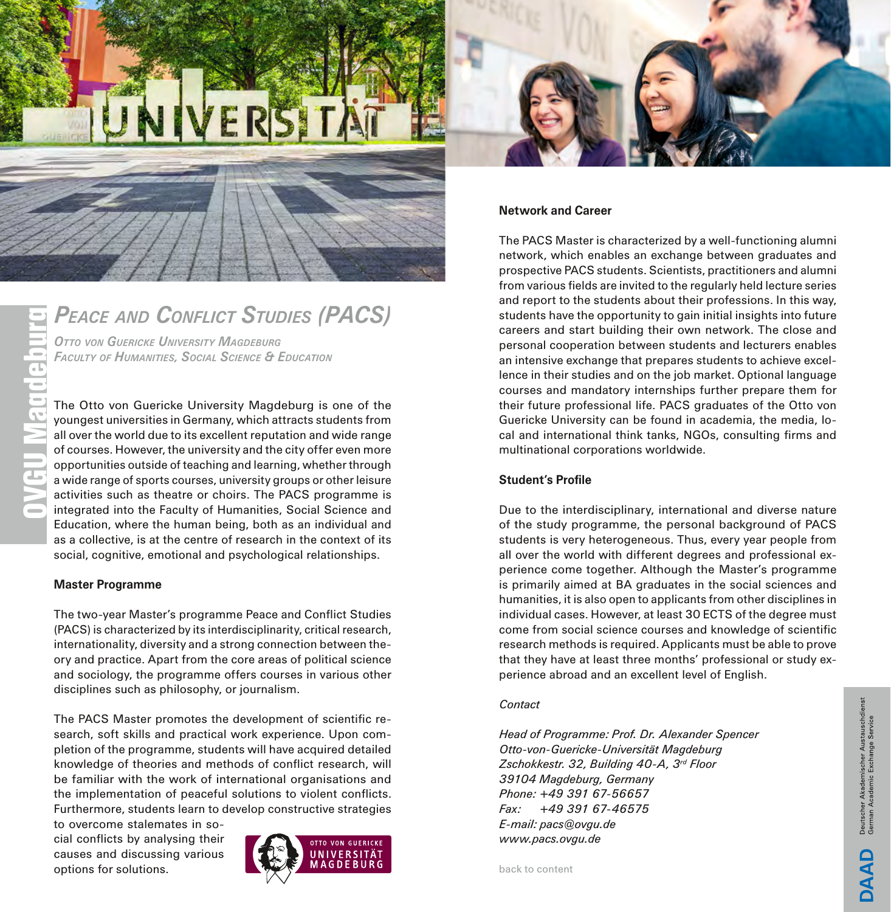# Peace and Conflict Studies (PACS)

*Otto von Guericke University Magdeburg*
*Faculty of Humanities, Social Science & Education*

The Otto von Guericke University Magdeburg is one of the youngest universities in Germany, which attracts students from all over the world due to its excellent reputation and wide range of courses. However, the university and the city offer even more opportunities outside of teaching and learning, whether through a wide range of sports courses, university groups or other leisure activities such as theatre or choirs. The PACS programme is integrated into the Faculty of Humanities, Social Science and Education, where the human being, both as an individual and as a collective, is at the centre of research in the context of its social, cognitive, emotional and psychological relationships.

**Master Programme**

The two-year Master's programme Peace and Conflict Studies (PACS) is characterized by its interdisciplinarity, critical research, internationality, diversity and a strong connection between theory and practice. Apart from the core areas of political science and sociology, the programme offers courses in various other disciplines such as philosophy, or journalism.

The PACS Master promotes the development of scientific research, soft skills and practical work experience. Upon completion of the programme, students will have acquired detailed knowledge of theories and methods of conflict research, will be familiar with the work of international organisations and the implementation of peaceful solutions to violent conflicts. Furthermore, students learn to develop constructive strategies to overcome stalemates in social conflicts by analysing their causes and discussing various options for solutions.

**Network and Career**

The PACS Master is characterized by a well-functioning alumni network, which enables an exchange between graduates and prospective PACS students. Scientists, practitioners and alumni from various fields are invited to the regularly held lecture series and report to the students about their professions. In this way, students have the opportunity to gain initial insights into future careers and start building their own network. The close and personal cooperation between students and lecturers enables an intensive exchange that prepares students to achieve excellence in their studies and on the job market. Optional language courses and mandatory internships further prepare them for their future professional life. PACS graduates of the Otto von Guericke University can be found in academia, the media, local and international think tanks, NGOs, consulting firms and multinational corporations worldwide.

**Student's Profile**

Due to the interdisciplinary, international and diverse nature of the study programme, the personal background of PACS students is very heterogeneous. Thus, every year people from all over the world with different degrees and professional experience come together. Although the Master's programme is primarily aimed at BA graduates in the social sciences and humanities, it is also open to applicants from other disciplines in individual cases. However, at least 30 ECTS of the degree must come from social science courses and knowledge of scientific research methods is required. Applicants must be able to prove that they have at least three months' professional or study experience abroad and an excellent level of English.

*Contact*

*Head of Programme: Prof. Dr. Alexander Spencer*
*Otto-von-Guericke-Universität Magdeburg*
*Zschokkestr. 32, Building 40-A, 3rd Floor*
*39104 Magdeburg, Germany*
*Phone: +49 391 67-56657*
*Fax: +49 391 67-46575*
*E-mail: pacs@ovgu.de*
*www.pacs.ovgu.de*

back to content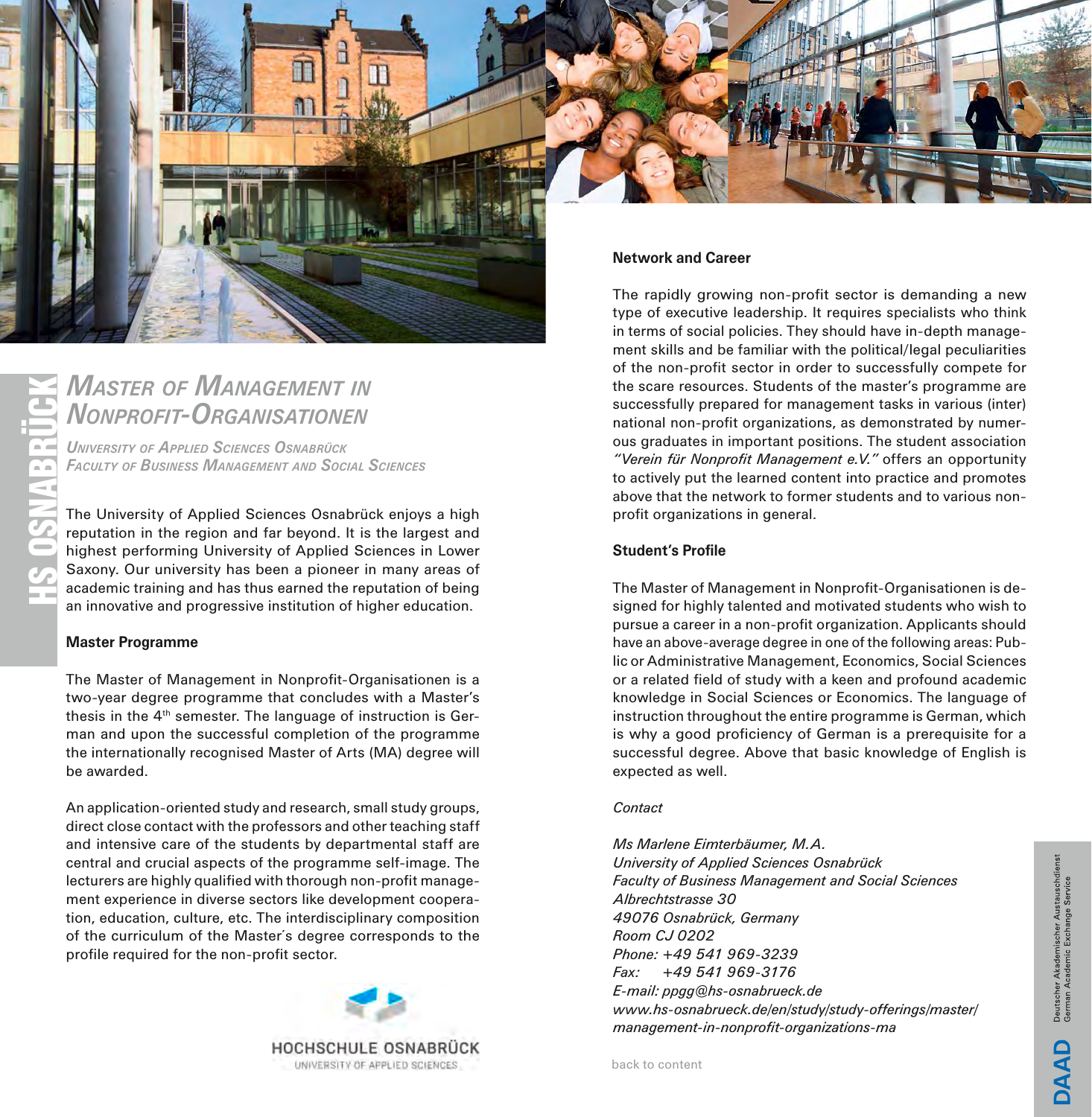# Master of Management in Nonprofit-Organisationen

*University of Applied Sciences Osnabrück*
*Faculty of Business Management and Social Sciences*

The University of Applied Sciences Osnabrück enjoys a high reputation in the region and far beyond. It is the largest and highest performing University of Applied Sciences in Lower Saxony. Our university has been a pioneer in many areas of academic training and has thus earned the reputation of being an innovative and progressive institution of higher education.

**Master Programme**

The Master of Management in Nonprofit-Organisationen is a two-year degree programme that concludes with a Master's thesis in the 4th semester. The language of instruction is German and upon the successful completion of the programme the internationally recognised Master of Arts (MA) degree will be awarded.

An application-oriented study and research, small study groups, direct close contact with the professors and other teaching staff and intensive care of the students by departmental staff are central and crucial aspects of the programme self-image. The lecturers are highly qualified with thorough non-profit management experience in diverse sectors like development cooperation, education, culture, etc. The interdisciplinary composition of the curriculum of the Master´s degree corresponds to the profile required for the non-profit sector.

**Network and Career**

The rapidly growing non-profit sector is demanding a new type of executive leadership. It requires specialists who think in terms of social policies. They should have in-depth management skills and be familiar with the political/legal peculiarities of the non-profit sector in order to successfully compete for the scare resources. Students of the master's programme are successfully prepared for management tasks in various (inter) national non-profit organizations, as demonstrated by numerous graduates in important positions. The student association *"Verein für Nonprofit Management e.V."* offers an opportunity to actively put the learned content into practice and promotes above that the network to former students and to various non-profit organizations in general.

**Student's Profile**

The Master of Management in Nonprofit-Organisationen is designed for highly talented and motivated students who wish to pursue a career in a non-profit organization. Applicants should have an above-average degree in one of the following areas: Public or Administrative Management, Economics, Social Sciences or a related field of study with a keen and profound academic knowledge in Social Sciences or Economics. The language of instruction throughout the entire programme is German, which is why a good proficiency of German is a prerequisite for a successful degree. Above that basic knowledge of English is expected as well.

*Contact*

*Ms Marlene Eimterbäumer, M.A.*
*University of Applied Sciences Osnabrück*
*Faculty of Business Management and Social Sciences*
*Albrechtstrasse 30*
*49076 Osnabrück, Germany*
*Room CJ 0202*
*Phone: +49 541 969-3239*
*Fax: +49 541 969-3176*
*E-mail: ppgg@hs-osnabrueck.de*
*www.hs-osnabrueck.de/en/study/study-offerings/master/management-in-nonprofit-organizations-ma*

back to content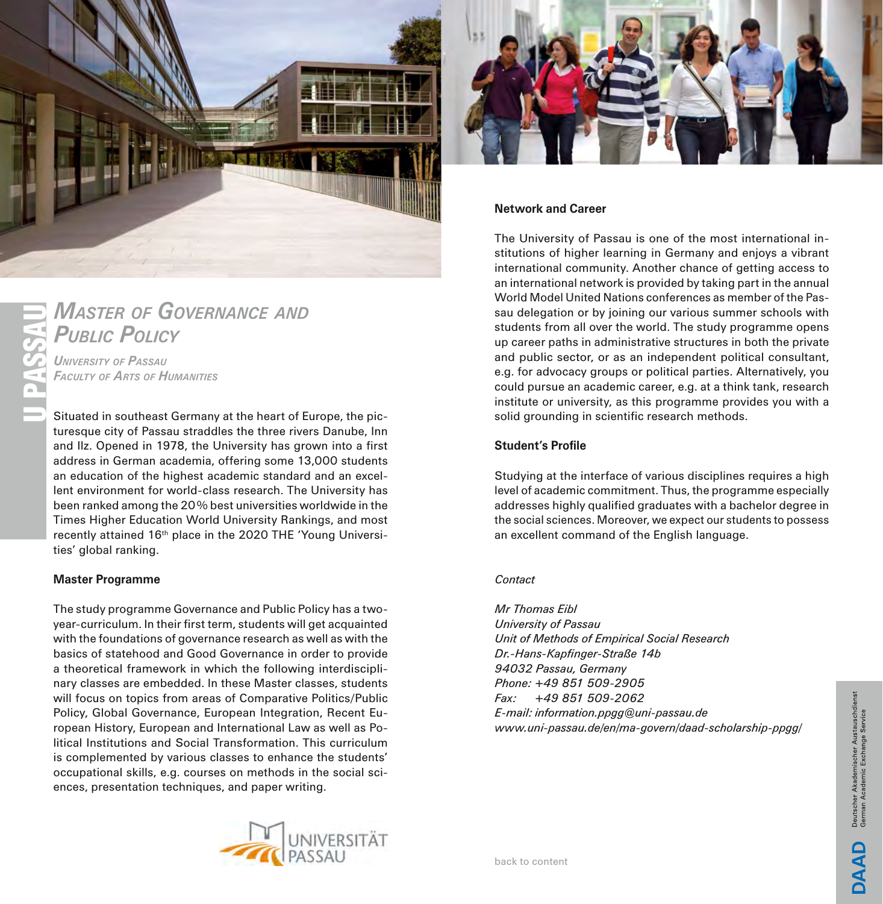# Master of Governance and Public Policy

*University of Passau*
*Faculty of Arts of Humanities*

Situated in southeast Germany at the heart of Europe, the picturesque city of Passau straddles the three rivers Danube, Inn and Ilz. Opened in 1978, the University has grown into a first address in German academia, offering some 13,000 students an education of the highest academic standard and an excellent environment for world-class research. The University has been ranked among the 20% best universities worldwide in the Times Higher Education World University Rankings, and most recently attained 16th place in the 2020 THE 'Young Universities' global ranking.

## Master Programme

The study programme Governance and Public Policy has a two-year-curriculum. In their first term, students will get acquainted with the foundations of governance research as well as with the basics of statehood and Good Governance in order to provide a theoretical framework in which the following interdisciplinary classes are embedded. In these Master classes, students will focus on topics from areas of Comparative Politics/Public Policy, Global Governance, European Integration, Recent European History, European and International Law as well as Political Institutions and Social Transformation. This curriculum is complemented by various classes to enhance the students' occupational skills, e.g. courses on methods in the social sciences, presentation techniques, and paper writing.

## Network and Career

The University of Passau is one of the most international institutions of higher learning in Germany and enjoys a vibrant international community. Another chance of getting access to an international network is provided by taking part in the annual World Model United Nations conferences as member of the Passau delegation or by joining our various summer schools with students from all over the world. The study programme opens up career paths in administrative structures in both the private and public sector, or as an independent political consultant, e.g. for advocacy groups or political parties. Alternatively, you could pursue an academic career, e.g. at a think tank, research institute or university, as this programme provides you with a solid grounding in scientific research methods.

## Student's Profile

Studying at the interface of various disciplines requires a high level of academic commitment. Thus, the programme especially addresses highly qualified graduates with a bachelor degree in the social sciences. Moreover, we expect our students to possess an excellent command of the English language.

*Contact*

*Mr Thomas Eibl*
*University of Passau*
*Unit of Methods of Empirical Social Research*
*Dr.-Hans-Kapfinger-Straße 14b*
*94032 Passau, Germany*
*Phone: +49 851 509-2905*
*Fax: +49 851 509-2062*
*E-mail: information.ppgg@uni-passau.de*
*www.uni-passau.de/en/ma-govern/daad-scholarship-ppgg/*

back to content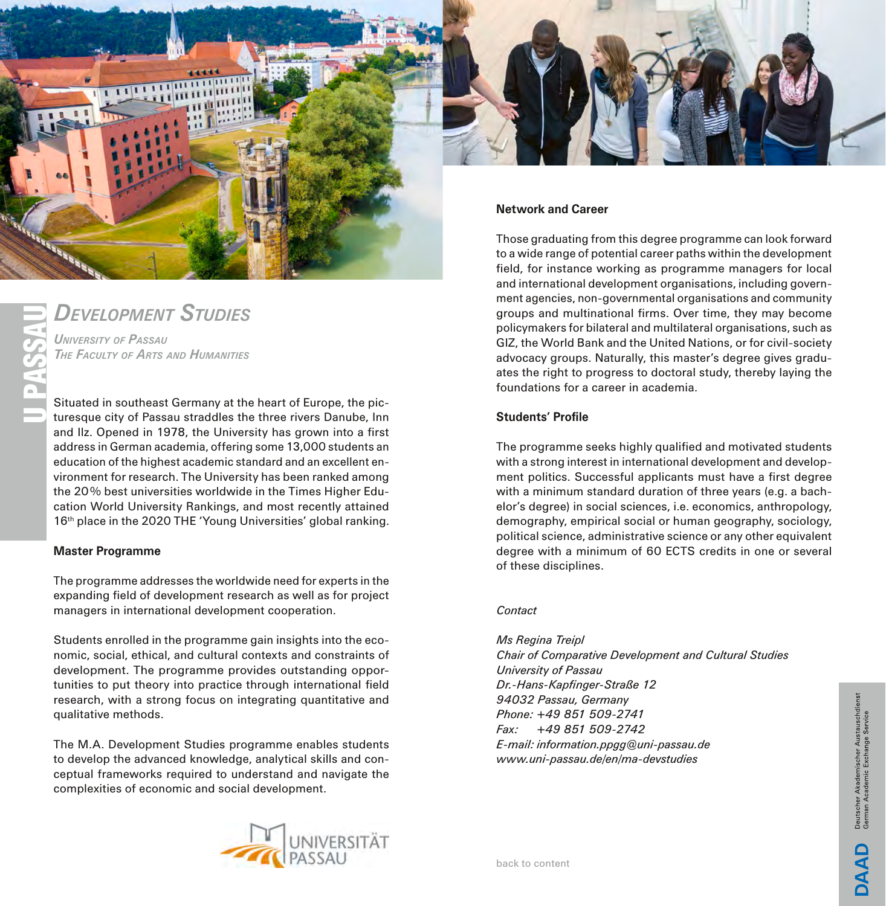# Development Studies

*University of Passau*
*The Faculty of Arts and Humanities*

Situated in southeast Germany at the heart of Europe, the picturesque city of Passau straddles the three rivers Danube, Inn and Ilz. Opened in 1978, the University has grown into a first address in German academia, offering some 13,000 students an education of the highest academic standard and an excellent environment for research. The University has been ranked among the 20% best universities worldwide in the Times Higher Education World University Rankings, and most recently attained 16th place in the 2020 THE 'Young Universities' global ranking.

**Master Programme**

The programme addresses the worldwide need for experts in the expanding field of development research as well as for project managers in international development cooperation.

Students enrolled in the programme gain insights into the economic, social, ethical, and cultural contexts and constraints of development. The programme provides outstanding opportunities to put theory into practice through international field research, with a strong focus on integrating quantitative and qualitative methods.

The M.A. Development Studies programme enables students to develop the advanced knowledge, analytical skills and conceptual frameworks required to understand and navigate the complexities of economic and social development.

**Network and Career**

Those graduating from this degree programme can look forward to a wide range of potential career paths within the development field, for instance working as programme managers for local and international development organisations, including government agencies, non-governmental organisations and community groups and multinational firms. Over time, they may become policymakers for bilateral and multilateral organisations, such as GIZ, the World Bank and the United Nations, or for civil-society advocacy groups. Naturally, this master's degree gives graduates the right to progress to doctoral study, thereby laying the foundations for a career in academia.

**Students' Profile**

The programme seeks highly qualified and motivated students with a strong interest in international development and development politics. Successful applicants must have a first degree with a minimum standard duration of three years (e.g. a bachelor's degree) in social sciences, i.e. economics, anthropology, demography, empirical social or human geography, sociology, political science, administrative science or any other equivalent degree with a minimum of 60 ECTS credits in one or several of these disciplines.

*Contact*

*Ms Regina Treipl*
*Chair of Comparative Development and Cultural Studies*
*University of Passau*
*Dr.-Hans-Kapfinger-Straße 12*
*94032 Passau, Germany*
*Phone: +49 851 509-2741*
*Fax: +49 851 509-2742*
*E-mail: information.ppgg@uni-passau.de*
*www.uni-passau.de/en/ma-devstudies*

back to content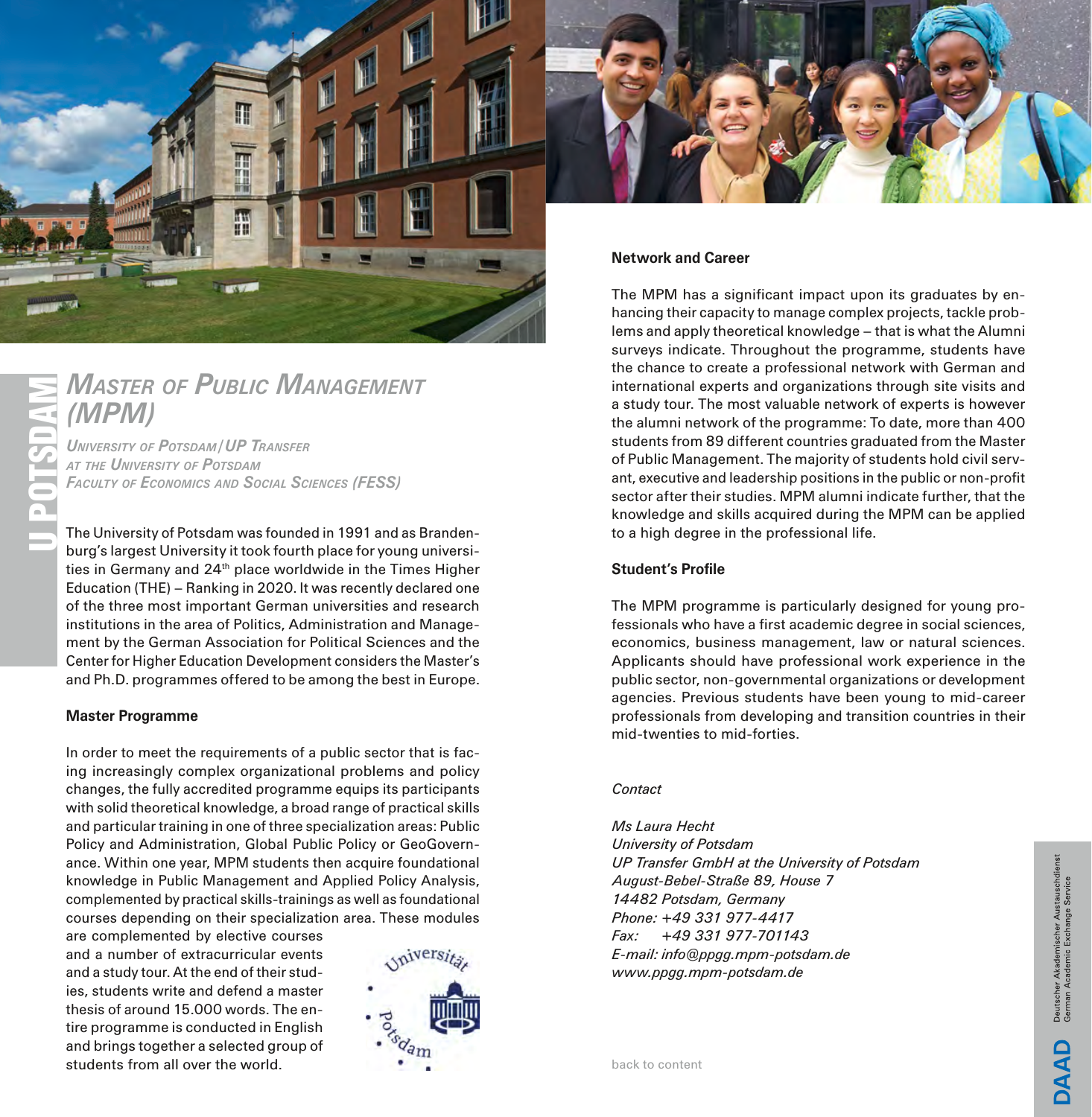# Master of Public Management (MPM)

*University of Potsdam / UP Transfer at the University of Potsdam*
*Faculty of Economics and Social Sciences (FESS)*

The University of Potsdam was founded in 1991 and as Brandenburg's largest University it took fourth place for young universities in Germany and 24th place worldwide in the Times Higher Education (THE) – Ranking in 2020. It was recently declared one of the three most important German universities and research institutions in the area of Politics, Administration and Management by the German Association for Political Sciences and the Center for Higher Education Development considers the Master's and Ph.D. programmes offered to be among the best in Europe.

## Master Programme

In order to meet the requirements of a public sector that is facing increasingly complex organizational problems and policy changes, the fully accredited programme equips its participants with solid theoretical knowledge, a broad range of practical skills and particular training in one of three specialization areas: Public Policy and Administration, Global Public Policy or GeoGovernance. Within one year, MPM students then acquire foundational knowledge in Public Management and Applied Policy Analysis, complemented by practical skills-trainings as well as foundational courses depending on their specialization area. These modules are complemented by elective courses and a number of extracurricular events and a study tour. At the end of their studies, students write and defend a master thesis of around 15.000 words. The entire programme is conducted in English and brings together a selected group of students from all over the world.

## Network and Career

The MPM has a significant impact upon its graduates by enhancing their capacity to manage complex projects, tackle problems and apply theoretical knowledge – that is what the Alumni surveys indicate. Throughout the programme, students have the chance to create a professional network with German and international experts and organizations through site visits and a study tour. The most valuable network of experts is however the alumni network of the programme: To date, more than 400 students from 89 different countries graduated from the Master of Public Management. The majority of students hold civil servant, executive and leadership positions in the public or non-profit sector after their studies. MPM alumni indicate further, that the knowledge and skills acquired during the MPM can be applied to a high degree in the professional life.

## Student's Profile

The MPM programme is particularly designed for young professionals who have a first academic degree in social sciences, economics, business management, law or natural sciences. Applicants should have professional work experience in the public sector, non-governmental organizations or development agencies. Previous students have been young to mid-career professionals from developing and transition countries in their mid-twenties to mid-forties.

*Contact*

*Ms Laura Hecht*
*University of Potsdam*
*UP Transfer GmbH at the University of Potsdam*
*August-Bebel-Straße 89, House 7*
*14482 Potsdam, Germany*
*Phone: +49 331 977-4417*
*Fax: +49 331 977-701143*
*E-mail: info@ppgg.mpm-potsdam.de*
*www.ppgg.mpm-potsdam.de*

back to content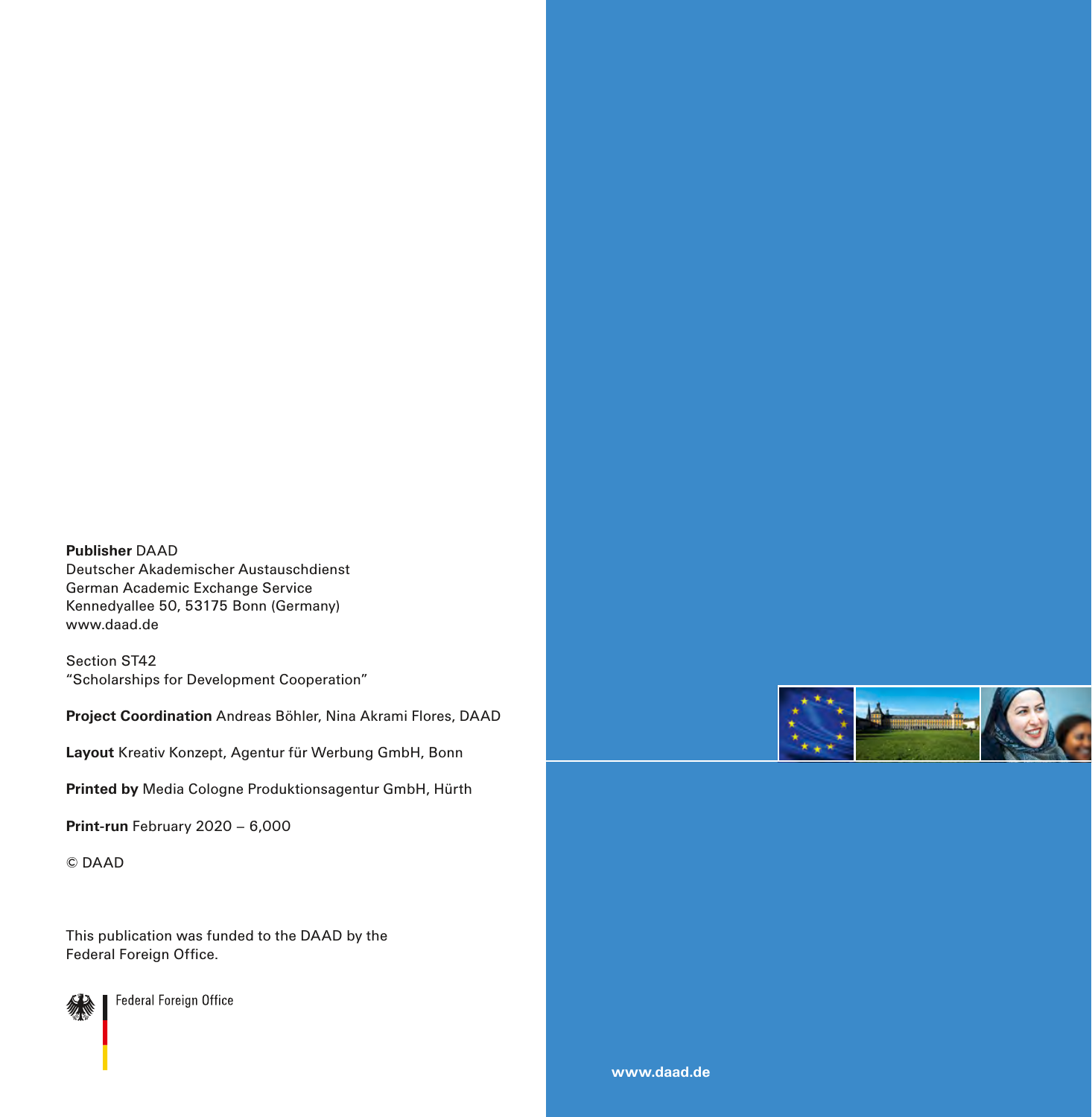**Publisher** DAAD
Deutscher Akademischer Austauschdienst
German Academic Exchange Service
Kennedyallee 50, 53175 Bonn (Germany)
www.daad.de

Section ST42
“Scholarships for Development Cooperation”

**Project Coordination** Andreas Böhler, Nina Akrami Flores, DAAD

**Layout** Kreativ Konzept, Agentur für Werbung GmbH, Bonn

**Printed by** Media Cologne Produktionsagentur GmbH, Hürth

**Print-run** February 2020 – 6,000

© DAAD

This publication was funded to the DAAD by the
Federal Foreign Office.

Federal Foreign Office

www.daad.de